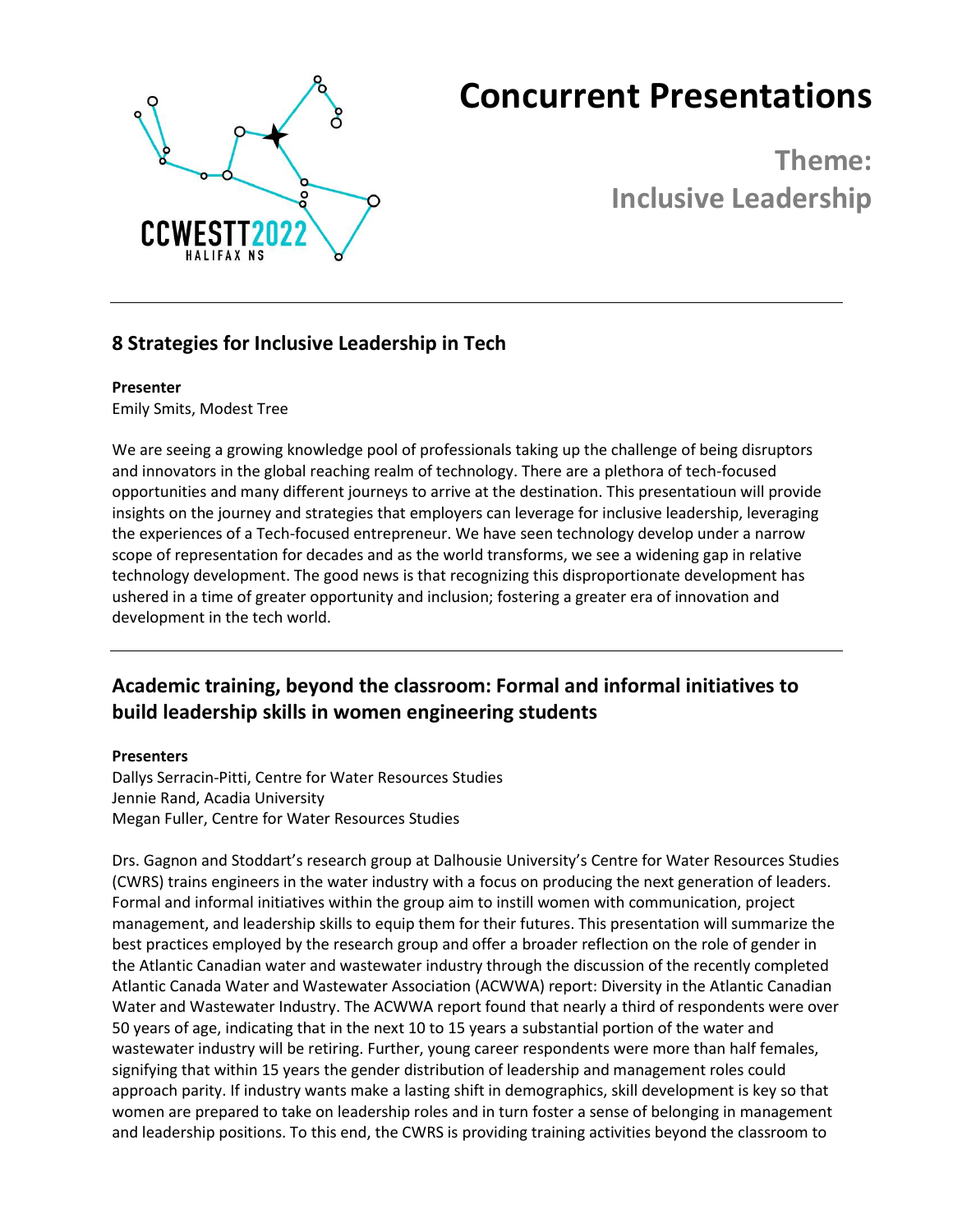# Concurrent Presentations

## Theme: Inclusive Leadership

---

## 8 Strategies for Inclusive Leadership in Tech

**Presenter**

Emily Smits, Modest Tree

We are seeing a growing knowledge pool of professionals taking up the challenge of being disruptors and innovators in the global reaching realm of technology. There are a plethora of tech-focused opportunities and many different journeys to arrive at the destination. This presentatioun will provide insights on the journey and strategies that employers can leverage for inclusive leadership, leveraging the experiences of a Tech-focused entrepreneur. We have seen technology develop under a narrow scope of representation for decades and as the world transforms, we see a widening gap in relative technology development. The good news is that recognizing this disproportionate development has ushered in a time of greater opportunity and inclusion; fostering a greater era of innovation and development in the tech world.

---

## Academic training, beyond the classroom: Formal and informal initiatives to build leadership skills in women engineering students

**Presenters**

Dallys Serracin-Pitti, Centre for Water Resources Studies
Jennie Rand, Acadia University
Megan Fuller, Centre for Water Resources Studies

Drs. Gagnon and Stoddart's research group at Dalhousie University's Centre for Water Resources Studies (CWRS) trains engineers in the water industry with a focus on producing the next generation of leaders. Formal and informal initiatives within the group aim to instill women with communication, project management, and leadership skills to equip them for their futures. This presentation will summarize the best practices employed by the research group and offer a broader reflection on the role of gender in the Atlantic Canadian water and wastewater industry through the discussion of the recently completed Atlantic Canada Water and Wastewater Association (ACWWA) report: Diversity in the Atlantic Canadian Water and Wastewater Industry. The ACWWA report found that nearly a third of respondents were over 50 years of age, indicating that in the next 10 to 15 years a substantial portion of the water and wastewater industry will be retiring. Further, young career respondents were more than half females, signifying that within 15 years the gender distribution of leadership and management roles could approach parity. If industry wants make a lasting shift in demographics, skill development is key so that women are prepared to take on leadership roles and in turn foster a sense of belonging in management and leadership positions. To this end, the CWRS is providing training activities beyond the classroom to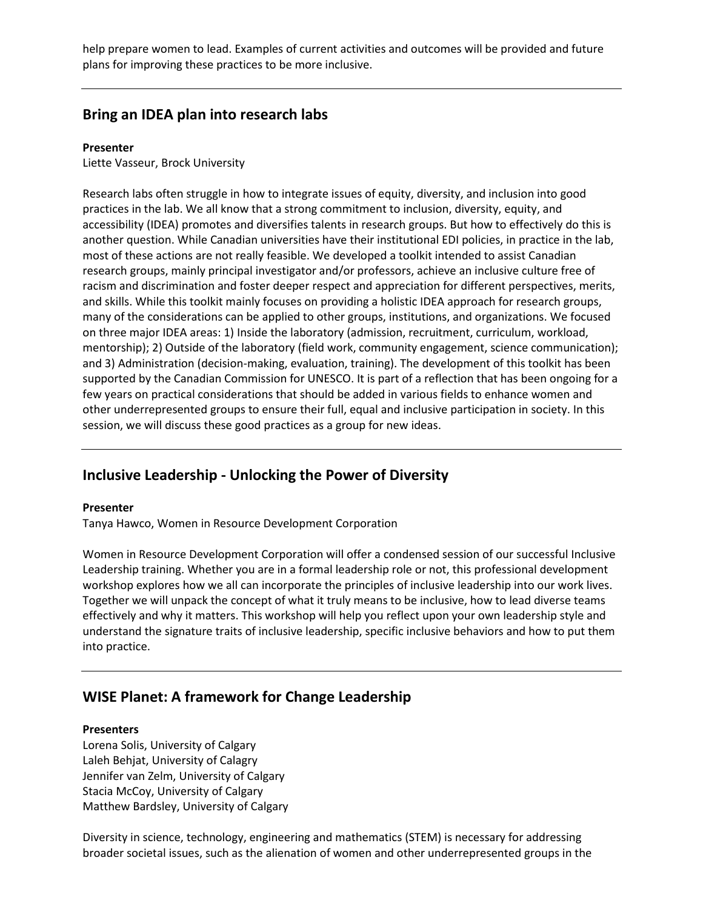help prepare women to lead. Examples of current activities and outcomes will be provided and future plans for improving these practices to be more inclusive.

---

## Bring an IDEA plan into research labs

**Presenter**
Liette Vasseur, Brock University

Research labs often struggle in how to integrate issues of equity, diversity, and inclusion into good practices in the lab. We all know that a strong commitment to inclusion, diversity, equity, and accessibility (IDEA) promotes and diversifies talents in research groups. But how to effectively do this is another question. While Canadian universities have their institutional EDI policies, in practice in the lab, most of these actions are not really feasible. We developed a toolkit intended to assist Canadian research groups, mainly principal investigator and/or professors, achieve an inclusive culture free of racism and discrimination and foster deeper respect and appreciation for different perspectives, merits, and skills. While this toolkit mainly focuses on providing a holistic IDEA approach for research groups, many of the considerations can be applied to other groups, institutions, and organizations. We focused on three major IDEA areas: 1) Inside the laboratory (admission, recruitment, curriculum, workload, mentorship); 2) Outside of the laboratory (field work, community engagement, science communication); and 3) Administration (decision-making, evaluation, training). The development of this toolkit has been supported by the Canadian Commission for UNESCO. It is part of a reflection that has been ongoing for a few years on practical considerations that should be added in various fields to enhance women and other underrepresented groups to ensure their full, equal and inclusive participation in society. In this session, we will discuss these good practices as a group for new ideas.

---

## Inclusive Leadership - Unlocking the Power of Diversity

**Presenter**
Tanya Hawco, Women in Resource Development Corporation

Women in Resource Development Corporation will offer a condensed session of our successful Inclusive Leadership training. Whether you are in a formal leadership role or not, this professional development workshop explores how we all can incorporate the principles of inclusive leadership into our work lives. Together we will unpack the concept of what it truly means to be inclusive, how to lead diverse teams effectively and why it matters. This workshop will help you reflect upon your own leadership style and understand the signature traits of inclusive leadership, specific inclusive behaviors and how to put them into practice.

---

## WISE Planet: A framework for Change Leadership

**Presenters**
Lorena Solis, University of Calgary
Laleh Behjat, University of Calagry
Jennifer van Zelm, University of Calgary
Stacia McCoy, University of Calgary
Matthew Bardsley, University of Calgary

Diversity in science, technology, engineering and mathematics (STEM) is necessary for addressing broader societal issues, such as the alienation of women and other underrepresented groups in the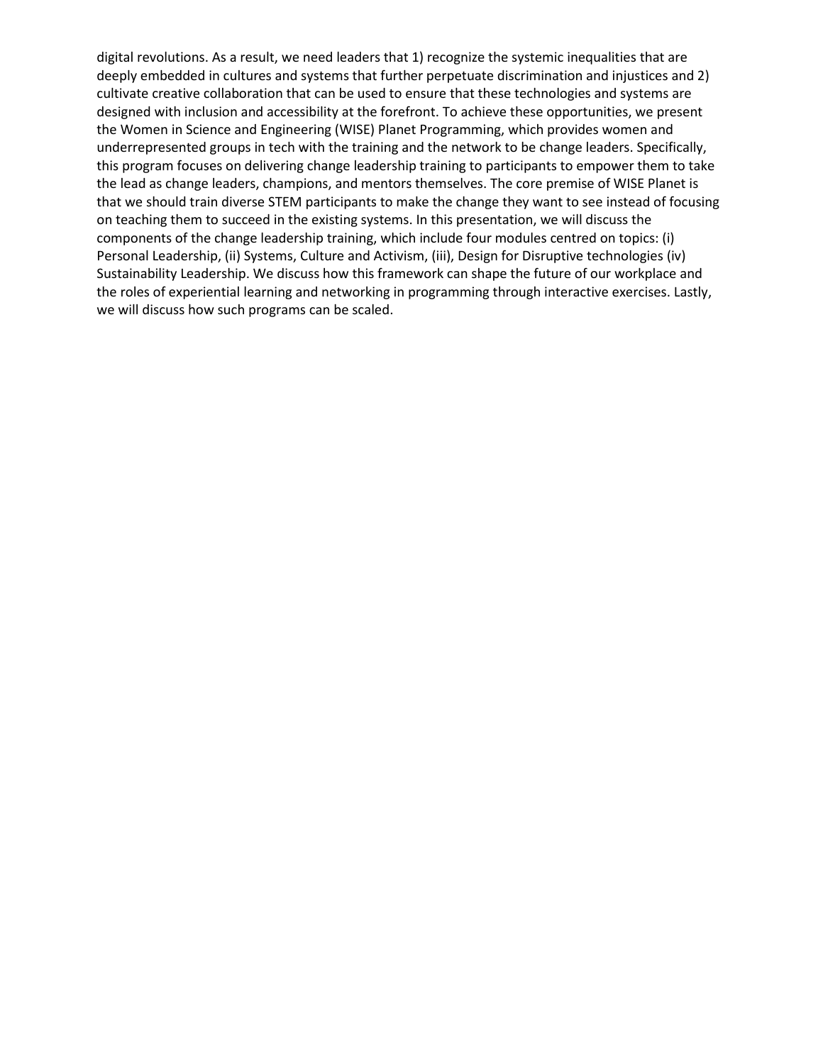digital revolutions. As a result, we need leaders that 1) recognize the systemic inequalities that are deeply embedded in cultures and systems that further perpetuate discrimination and injustices and 2) cultivate creative collaboration that can be used to ensure that these technologies and systems are designed with inclusion and accessibility at the forefront. To achieve these opportunities, we present the Women in Science and Engineering (WISE) Planet Programming, which provides women and underrepresented groups in tech with the training and the network to be change leaders. Specifically, this program focuses on delivering change leadership training to participants to empower them to take the lead as change leaders, champions, and mentors themselves. The core premise of WISE Planet is that we should train diverse STEM participants to make the change they want to see instead of focusing on teaching them to succeed in the existing systems. In this presentation, we will discuss the components of the change leadership training, which include four modules centred on topics: (i) Personal Leadership, (ii) Systems, Culture and Activism, (iii), Design for Disruptive technologies (iv) Sustainability Leadership. We discuss how this framework can shape the future of our workplace and the roles of experiential learning and networking in programming through interactive exercises. Lastly, we will discuss how such programs can be scaled.